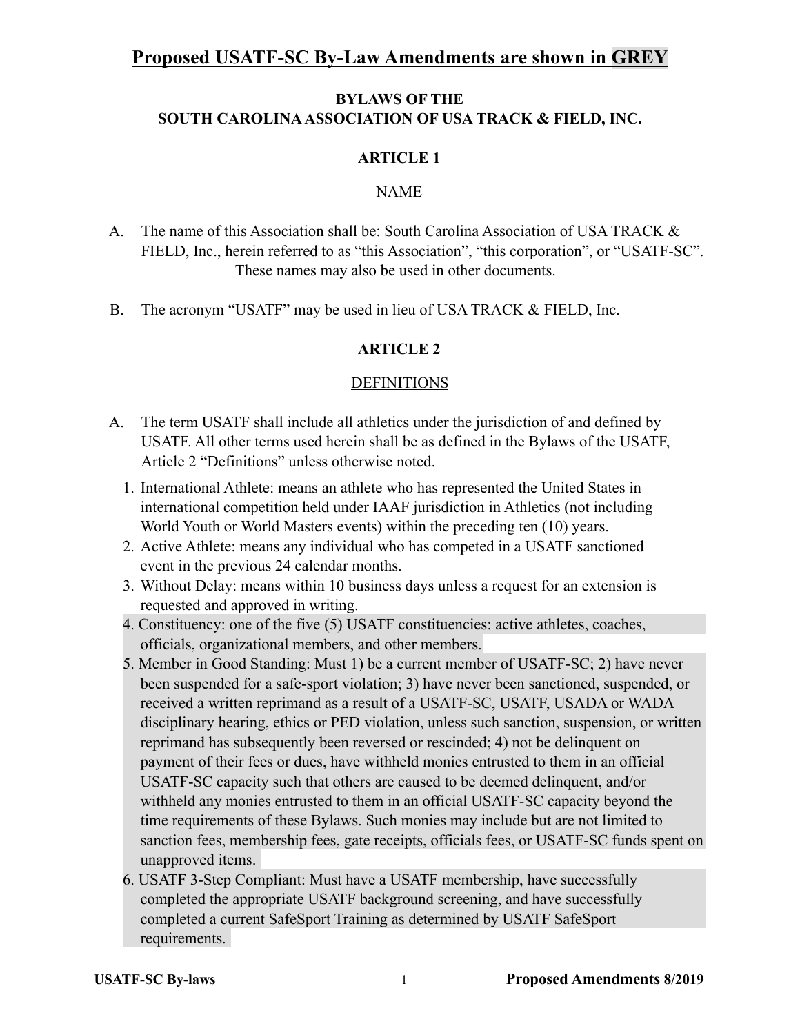# Proposed USATF-SC By-Law Amendments are shown in GREY

## BYLAWS OF THE
## SOUTH CAROLINA ASSOCIATION OF USA TRACK & FIELD, INC.

### ARTICLE 1

### NAME

A. The name of this Association shall be: South Carolina Association of USA TRACK & FIELD, Inc., herein referred to as "this Association", "this corporation", or "USATF-SC". These names may also be used in other documents.

B. The acronym "USATF" may be used in lieu of USA TRACK & FIELD, Inc.

### ARTICLE 2

### DEFINITIONS

A. The term USATF shall include all athletics under the jurisdiction of and defined by USATF. All other terms used herein shall be as defined in the Bylaws of the USATF, Article 2 "Definitions" unless otherwise noted.

1. International Athlete: means an athlete who has represented the United States in international competition held under IAAF jurisdiction in Athletics (not including World Youth or World Masters events) within the preceding ten (10) years.
2. Active Athlete: means any individual who has competed in a USATF sanctioned event in the previous 24 calendar months.
3. Without Delay: means within 10 business days unless a request for an extension is requested and approved in writing.
4. Constituency: one of the five (5) USATF constituencies: active athletes, coaches, officials, organizational members, and other members.
5. Member in Good Standing: Must 1) be a current member of USATF-SC; 2) have never been suspended for a safe-sport violation; 3) have never been sanctioned, suspended, or received a written reprimand as a result of a USATF-SC, USATF, USADA or WADA disciplinary hearing, ethics or PED violation, unless such sanction, suspension, or written reprimand has subsequently been reversed or rescinded; 4) not be delinquent on payment of their fees or dues, have withheld monies entrusted to them in an official USATF-SC capacity such that others are caused to be deemed delinquent, and/or withheld any monies entrusted to them in an official USATF-SC capacity beyond the time requirements of these Bylaws. Such monies may include but are not limited to sanction fees, membership fees, gate receipts, officials fees, or USATF-SC funds spent on unapproved items.
6. USATF 3-Step Compliant: Must have a USATF membership, have successfully completed the appropriate USATF background screening, and have successfully completed a current SafeSport Training as determined by USATF SafeSport requirements.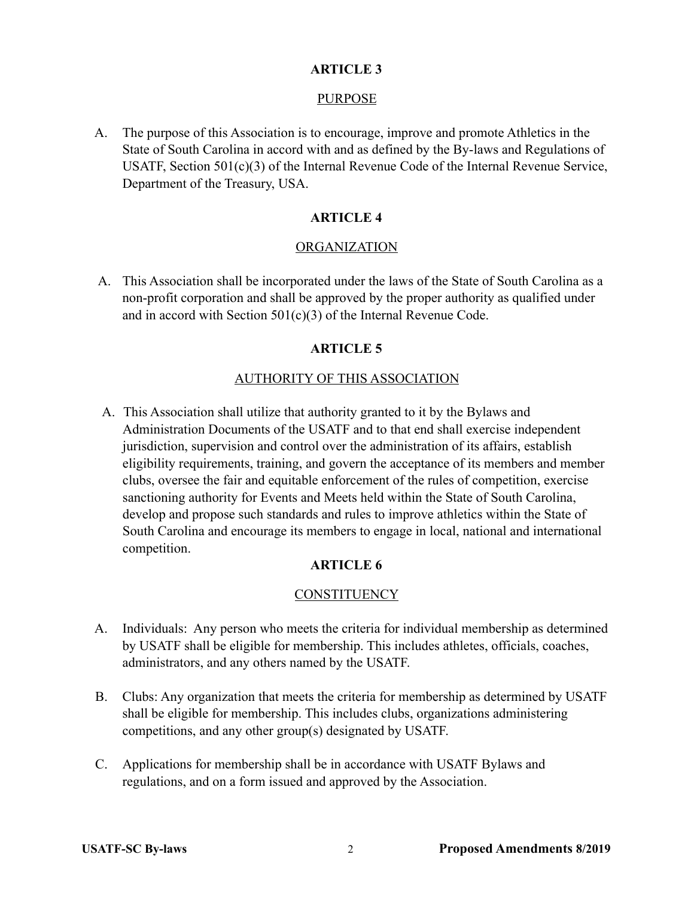## ARTICLE 3

PURPOSE

A. The purpose of this Association is to encourage, improve and promote Athletics in the State of South Carolina in accord with and as defined by the By-laws and Regulations of USATF, Section 501(c)(3) of the Internal Revenue Code of the Internal Revenue Service, Department of the Treasury, USA.

## ARTICLE 4

ORGANIZATION

A. This Association shall be incorporated under the laws of the State of South Carolina as a non-profit corporation and shall be approved by the proper authority as qualified under and in accord with Section 501(c)(3) of the Internal Revenue Code.

## ARTICLE 5

AUTHORITY OF THIS ASSOCIATION

A. This Association shall utilize that authority granted to it by the Bylaws and Administration Documents of the USATF and to that end shall exercise independent jurisdiction, supervision and control over the administration of its affairs, establish eligibility requirements, training, and govern the acceptance of its members and member clubs, oversee the fair and equitable enforcement of the rules of competition, exercise sanctioning authority for Events and Meets held within the State of South Carolina, develop and propose such standards and rules to improve athletics within the State of South Carolina and encourage its members to engage in local, national and international competition.

## ARTICLE 6

CONSTITUENCY

A. Individuals: Any person who meets the criteria for individual membership as determined by USATF shall be eligible for membership. This includes athletes, officials, coaches, administrators, and any others named by the USATF.

B. Clubs: Any organization that meets the criteria for membership as determined by USATF shall be eligible for membership. This includes clubs, organizations administering competitions, and any other group(s) designated by USATF.

C. Applications for membership shall be in accordance with USATF Bylaws and regulations, and on a form issued and approved by the Association.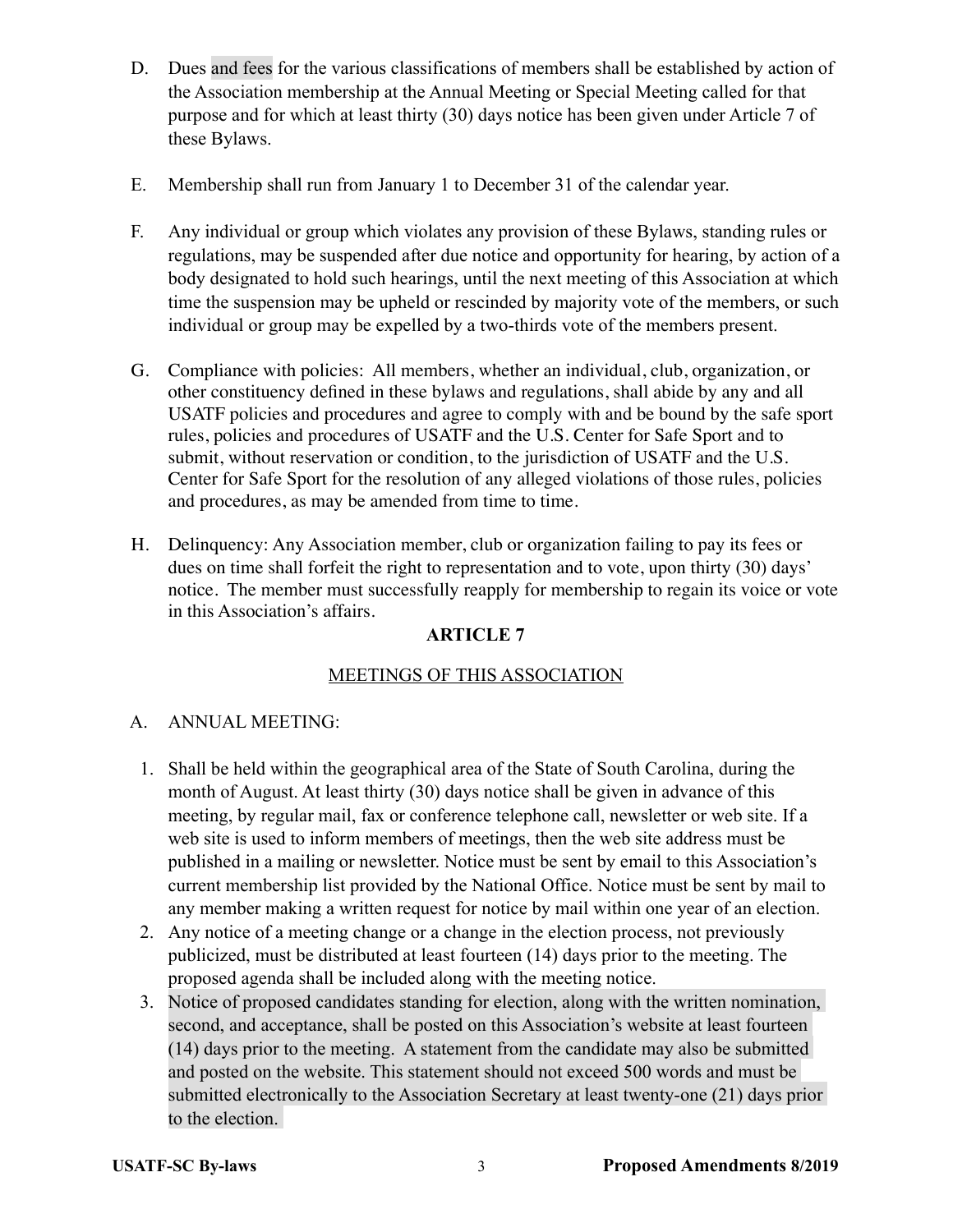D. Dues and fees for the various classifications of members shall be established by action of the Association membership at the Annual Meeting or Special Meeting called for that purpose and for which at least thirty (30) days notice has been given under Article 7 of these Bylaws.

E. Membership shall run from January 1 to December 31 of the calendar year.

F. Any individual or group which violates any provision of these Bylaws, standing rules or regulations, may be suspended after due notice and opportunity for hearing, by action of a body designated to hold such hearings, until the next meeting of this Association at which time the suspension may be upheld or rescinded by majority vote of the members, or such individual or group may be expelled by a two-thirds vote of the members present.

G. Compliance with policies: All members, whether an individual, club, organization, or other constituency defined in these bylaws and regulations, shall abide by any and all USATF policies and procedures and agree to comply with and be bound by the safe sport rules, policies and procedures of USATF and the U.S. Center for Safe Sport and to submit, without reservation or condition, to the jurisdiction of USATF and the U.S. Center for Safe Sport for the resolution of any alleged violations of those rules, policies and procedures, as may be amended from time to time.

H. Delinquency: Any Association member, club or organization failing to pay its fees or dues on time shall forfeit the right to representation and to vote, upon thirty (30) days' notice. The member must successfully reapply for membership to regain its voice or vote in this Association's affairs.

## ARTICLE 7

### MEETINGS OF THIS ASSOCIATION

A. ANNUAL MEETING:

1. Shall be held within the geographical area of the State of South Carolina, during the month of August. At least thirty (30) days notice shall be given in advance of this meeting, by regular mail, fax or conference telephone call, newsletter or web site. If a web site is used to inform members of meetings, then the web site address must be published in a mailing or newsletter. Notice must be sent by email to this Association's current membership list provided by the National Office. Notice must be sent by mail to any member making a written request for notice by mail within one year of an election.
2. Any notice of a meeting change or a change in the election process, not previously publicized, must be distributed at least fourteen (14) days prior to the meeting. The proposed agenda shall be included along with the meeting notice.
3. Notice of proposed candidates standing for election, along with the written nomination, second, and acceptance, shall be posted on this Association's website at least fourteen (14) days prior to the meeting. A statement from the candidate may also be submitted and posted on the website. This statement should not exceed 500 words and must be submitted electronically to the Association Secretary at least twenty-one (21) days prior to the election.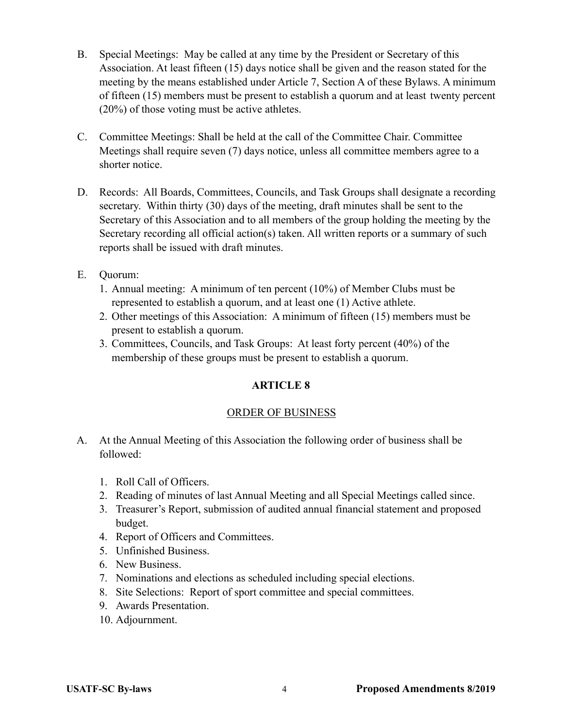B. Special Meetings: May be called at any time by the President or Secretary of this Association. At least fifteen (15) days notice shall be given and the reason stated for the meeting by the means established under Article 7, Section A of these Bylaws. A minimum of fifteen (15) members must be present to establish a quorum and at least twenty percent (20%) of those voting must be active athletes.

C. Committee Meetings: Shall be held at the call of the Committee Chair. Committee Meetings shall require seven (7) days notice, unless all committee members agree to a shorter notice.

D. Records: All Boards, Committees, Councils, and Task Groups shall designate a recording secretary. Within thirty (30) days of the meeting, draft minutes shall be sent to the Secretary of this Association and to all members of the group holding the meeting by the Secretary recording all official action(s) taken. All written reports or a summary of such reports shall be issued with draft minutes.

E. Quorum:
   1. Annual meeting: A minimum of ten percent (10%) of Member Clubs must be represented to establish a quorum, and at least one (1) Active athlete.
   2. Other meetings of this Association: A minimum of fifteen (15) members must be present to establish a quorum.
   3. Committees, Councils, and Task Groups: At least forty percent (40%) of the membership of these groups must be present to establish a quorum.

## ARTICLE 8

### ORDER OF BUSINESS

A. At the Annual Meeting of this Association the following order of business shall be followed:

   1. Roll Call of Officers.
   2. Reading of minutes of last Annual Meeting and all Special Meetings called since.
   3. Treasurer's Report, submission of audited annual financial statement and proposed budget.
   4. Report of Officers and Committees.
   5. Unfinished Business.
   6. New Business.
   7. Nominations and elections as scheduled including special elections.
   8. Site Selections: Report of sport committee and special committees.
   9. Awards Presentation.
   10. Adjournment.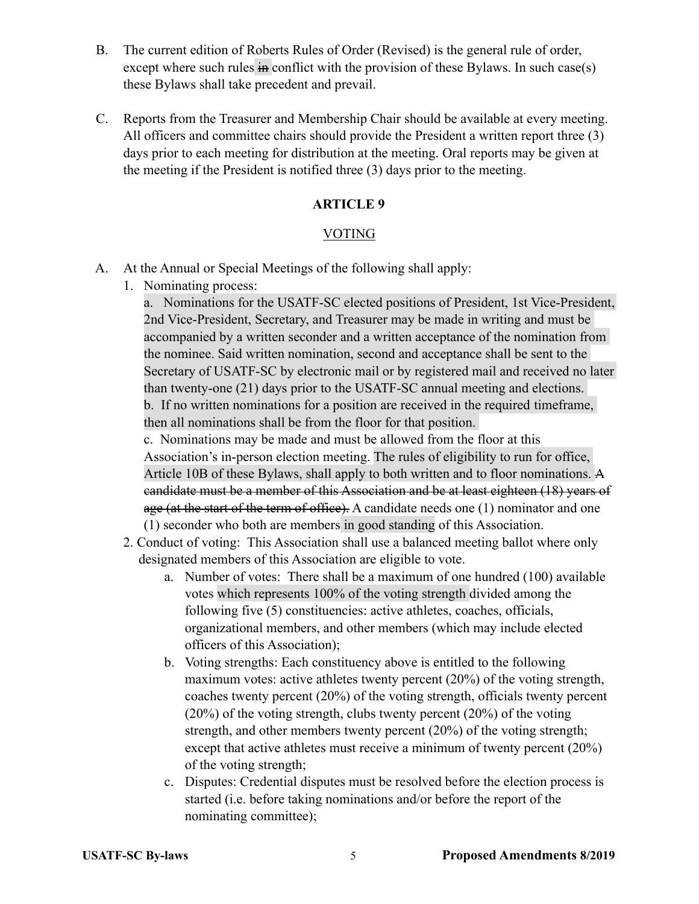B. The current edition of Roberts Rules of Order (Revised) is the general rule of order, except where such rules ~~in~~ conflict with the provision of these Bylaws. In such case(s) these Bylaws shall take precedent and prevail.

C. Reports from the Treasurer and Membership Chair should be available at every meeting. All officers and committee chairs should provide the President a written report three (3) days prior to each meeting for distribution at the meeting. Oral reports may be given at the meeting if the President is notified three (3) days prior to the meeting.

## ARTICLE 9

### VOTING

A. At the Annual or Special Meetings of the following shall apply:

1. Nominating process:

   a. Nominations for the USATF-SC elected positions of President, 1st Vice-President, 2nd Vice-President, Secretary, and Treasurer may be made in writing and must be accompanied by a written seconder and a written acceptance of the nomination from the nominee. Said written nomination, second and acceptance shall be sent to the Secretary of USATF-SC by electronic mail or by registered mail and received no later than twenty-one (21) days prior to the USATF-SC annual meeting and elections.

   b. If no written nominations for a position are received in the required timeframe, then all nominations shall be from the floor for that position.

   c. Nominations may be made and must be allowed from the floor at this Association's in-person election meeting. The rules of eligibility to run for office, Article 10B of these Bylaws, shall apply to both written and to floor nominations. ~~A candidate must be a member of this Association and be at least eighteen (18) years of age (at the start of the term of office).~~ A candidate needs one (1) nominator and one (1) seconder who both are members in good standing of this Association.

2. Conduct of voting: This Association shall use a balanced meeting ballot where only designated members of this Association are eligible to vote.

   a. Number of votes: There shall be a maximum of one hundred (100) available votes which represents 100% of the voting strength divided among the following five (5) constituencies: active athletes, coaches, officials, organizational members, and other members (which may include elected officers of this Association);

   b. Voting strengths: Each constituency above is entitled to the following maximum votes: active athletes twenty percent (20%) of the voting strength, coaches twenty percent (20%) of the voting strength, officials twenty percent (20%) of the voting strength, clubs twenty percent (20%) of the voting strength, and other members twenty percent (20%) of the voting strength; except that active athletes must receive a minimum of twenty percent (20%) of the voting strength;

   c. Disputes: Credential disputes must be resolved before the election process is started (i.e. before taking nominations and/or before the report of the nominating committee);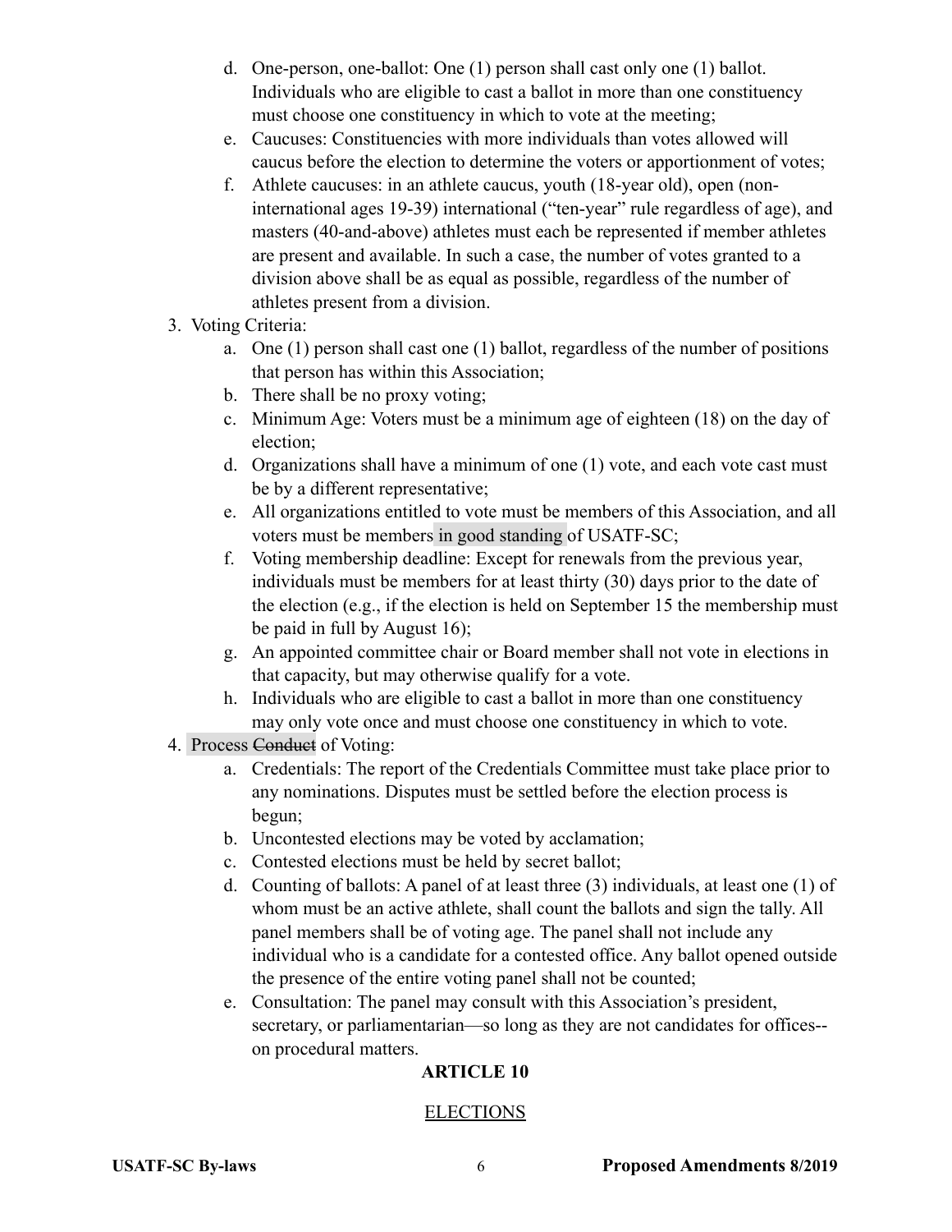d. One-person, one-ballot: One (1) person shall cast only one (1) ballot. Individuals who are eligible to cast a ballot in more than one constituency must choose one constituency in which to vote at the meeting;

e. Caucuses: Constituencies with more individuals than votes allowed will caucus before the election to determine the voters or apportionment of votes;

f. Athlete caucuses: in an athlete caucus, youth (18-year old), open (non-international ages 19-39) international ("ten-year" rule regardless of age), and masters (40-and-above) athletes must each be represented if member athletes are present and available. In such a case, the number of votes granted to a division above shall be as equal as possible, regardless of the number of athletes present from a division.

3. Voting Criteria:
   a. One (1) person shall cast one (1) ballot, regardless of the number of positions that person has within this Association;
   b. There shall be no proxy voting;
   c. Minimum Age: Voters must be a minimum age of eighteen (18) on the day of election;
   d. Organizations shall have a minimum of one (1) vote, and each vote cast must be by a different representative;
   e. All organizations entitled to vote must be members of this Association, and all voters must be members in good standing of USATF-SC;
   f. Voting membership deadline: Except for renewals from the previous year, individuals must be members for at least thirty (30) days prior to the date of the election (e.g., if the election is held on September 15 the membership must be paid in full by August 16);
   g. An appointed committee chair or Board member shall not vote in elections in that capacity, but may otherwise qualify for a vote.
   h. Individuals who are eligible to cast a ballot in more than one constituency may only vote once and must choose one constituency in which to vote.

4. Process ~~Conduct~~ of Voting:
   a. Credentials: The report of the Credentials Committee must take place prior to any nominations. Disputes must be settled before the election process is begun;
   b. Uncontested elections may be voted by acclamation;
   c. Contested elections must be held by secret ballot;
   d. Counting of ballots: A panel of at least three (3) individuals, at least one (1) of whom must be an active athlete, shall count the ballots and sign the tally. All panel members shall be of voting age. The panel shall not include any individual who is a candidate for a contested office. Any ballot opened outside the presence of the entire voting panel shall not be counted;
   e. Consultation: The panel may consult with this Association's president, secretary, or parliamentarian—so long as they are not candidates for offices--on procedural matters.

## ARTICLE 10

## ELECTIONS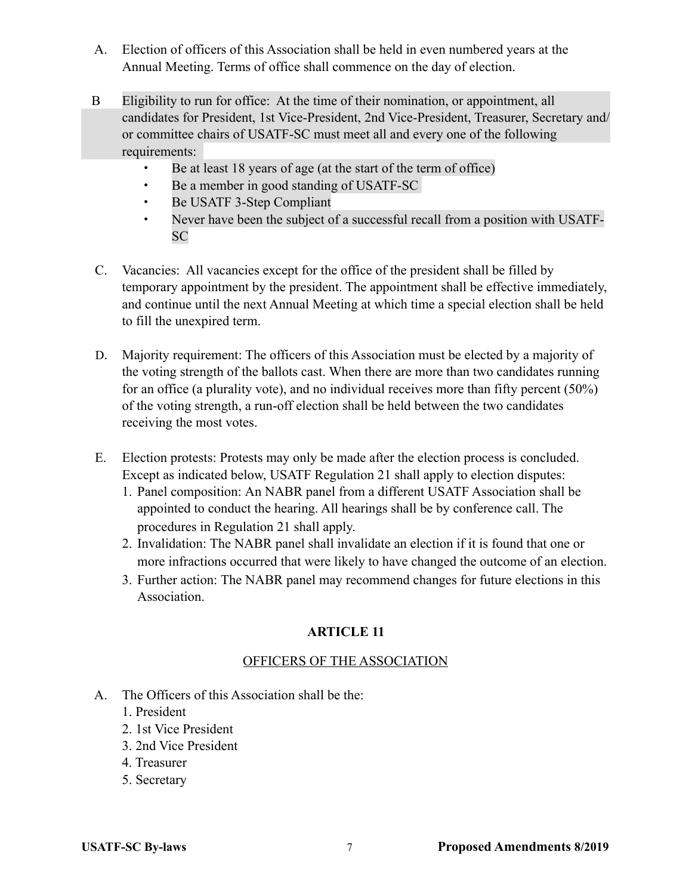A. Election of officers of this Association shall be held in even numbered years at the Annual Meeting. Terms of office shall commence on the day of election.

B Eligibility to run for office: At the time of their nomination, or appointment, all candidates for President, 1st Vice-President, 2nd Vice-President, Treasurer, Secretary and/ or committee chairs of USATF-SC must meet all and every one of the following requirements:

- Be at least 18 years of age (at the start of the term of office)
- Be a member in good standing of USATF-SC
- Be USATF 3-Step Compliant
- Never have been the subject of a successful recall from a position with USATF-SC

C. Vacancies: All vacancies except for the office of the president shall be filled by temporary appointment by the president. The appointment shall be effective immediately, and continue until the next Annual Meeting at which time a special election shall be held to fill the unexpired term.

D. Majority requirement: The officers of this Association must be elected by a majority of the voting strength of the ballots cast. When there are more than two candidates running for an office (a plurality vote), and no individual receives more than fifty percent (50%) of the voting strength, a run-off election shall be held between the two candidates receiving the most votes.

E. Election protests: Protests may only be made after the election process is concluded. Except as indicated below, USATF Regulation 21 shall apply to election disputes:

1. Panel composition: An NABR panel from a different USATF Association shall be appointed to conduct the hearing. All hearings shall be by conference call. The procedures in Regulation 21 shall apply.
2. Invalidation: The NABR panel shall invalidate an election if it is found that one or more infractions occurred that were likely to have changed the outcome of an election.
3. Further action: The NABR panel may recommend changes for future elections in this Association.

## ARTICLE 11

### OFFICERS OF THE ASSOCIATION

A. The Officers of this Association shall be the:

1. President
2. 1st Vice President
3. 2nd Vice President
4. Treasurer
5. Secretary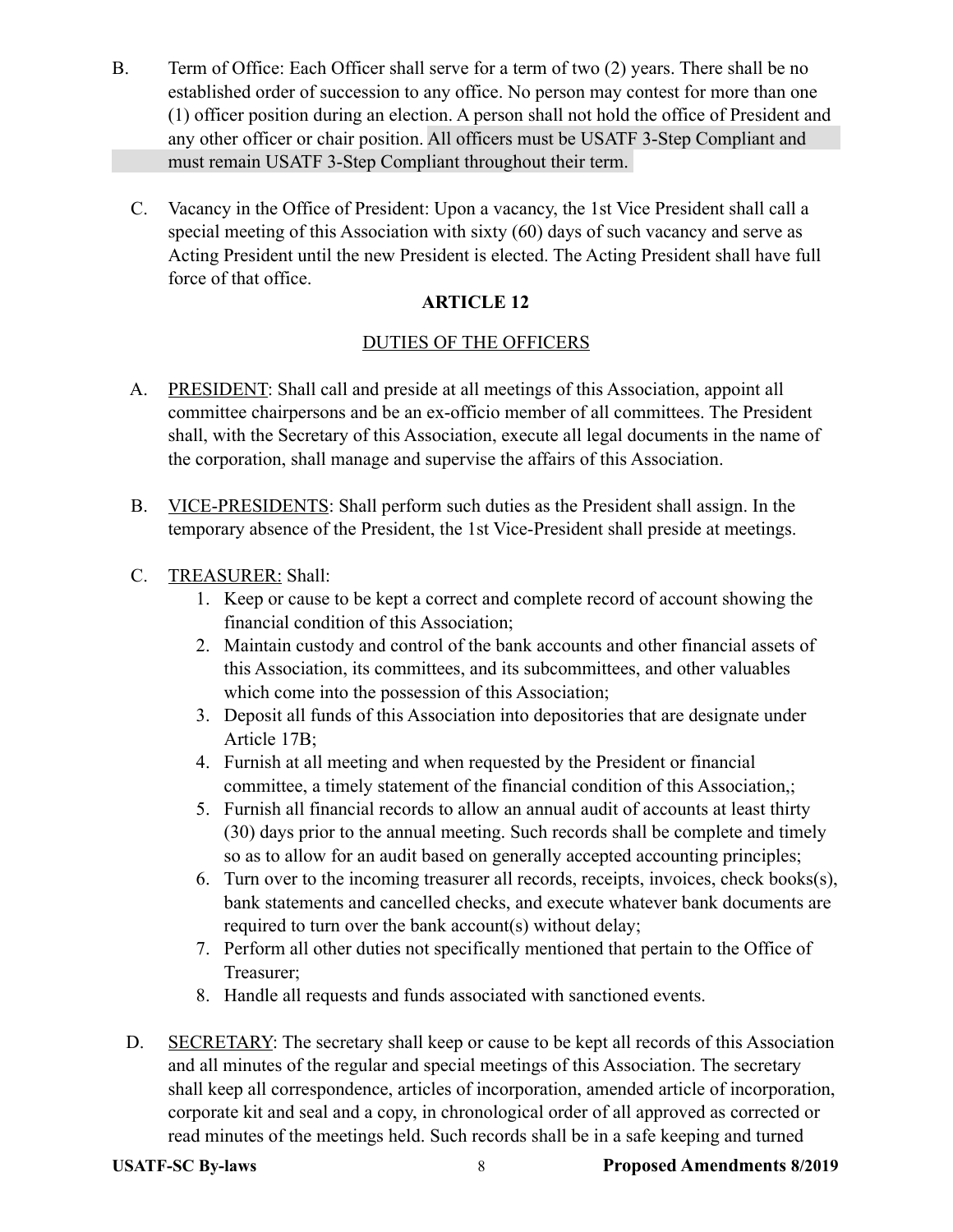B. Term of Office: Each Officer shall serve for a term of two (2) years. There shall be no established order of succession to any office. No person may contest for more than one (1) officer position during an election. A person shall not hold the office of President and any other officer or chair position. All officers must be USATF 3-Step Compliant and must remain USATF 3-Step Compliant throughout their term.

C. Vacancy in the Office of President: Upon a vacancy, the 1st Vice President shall call a special meeting of this Association with sixty (60) days of such vacancy and serve as Acting President until the new President is elected. The Acting President shall have full force of that office.

## ARTICLE 12

### DUTIES OF THE OFFICERS

A. PRESIDENT: Shall call and preside at all meetings of this Association, appoint all committee chairpersons and be an ex-officio member of all committees. The President shall, with the Secretary of this Association, execute all legal documents in the name of the corporation, shall manage and supervise the affairs of this Association.

B. VICE-PRESIDENTS: Shall perform such duties as the President shall assign. In the temporary absence of the President, the 1st Vice-President shall preside at meetings.

C. TREASURER: Shall:

1. Keep or cause to be kept a correct and complete record of account showing the financial condition of this Association;
2. Maintain custody and control of the bank accounts and other financial assets of this Association, its committees, and its subcommittees, and other valuables which come into the possession of this Association;
3. Deposit all funds of this Association into depositories that are designate under Article 17B;
4. Furnish at all meeting and when requested by the President or financial committee, a timely statement of the financial condition of this Association,;
5. Furnish all financial records to allow an annual audit of accounts at least thirty (30) days prior to the annual meeting. Such records shall be complete and timely so as to allow for an audit based on generally accepted accounting principles;
6. Turn over to the incoming treasurer all records, receipts, invoices, check books(s), bank statements and cancelled checks, and execute whatever bank documents are required to turn over the bank account(s) without delay;
7. Perform all other duties not specifically mentioned that pertain to the Office of Treasurer;
8. Handle all requests and funds associated with sanctioned events.

D. SECRETARY: The secretary shall keep or cause to be kept all records of this Association and all minutes of the regular and special meetings of this Association. The secretary shall keep all correspondence, articles of incorporation, amended article of incorporation, corporate kit and seal and a copy, in chronological order of all approved as corrected or read minutes of the meetings held. Such records shall be in a safe keeping and turned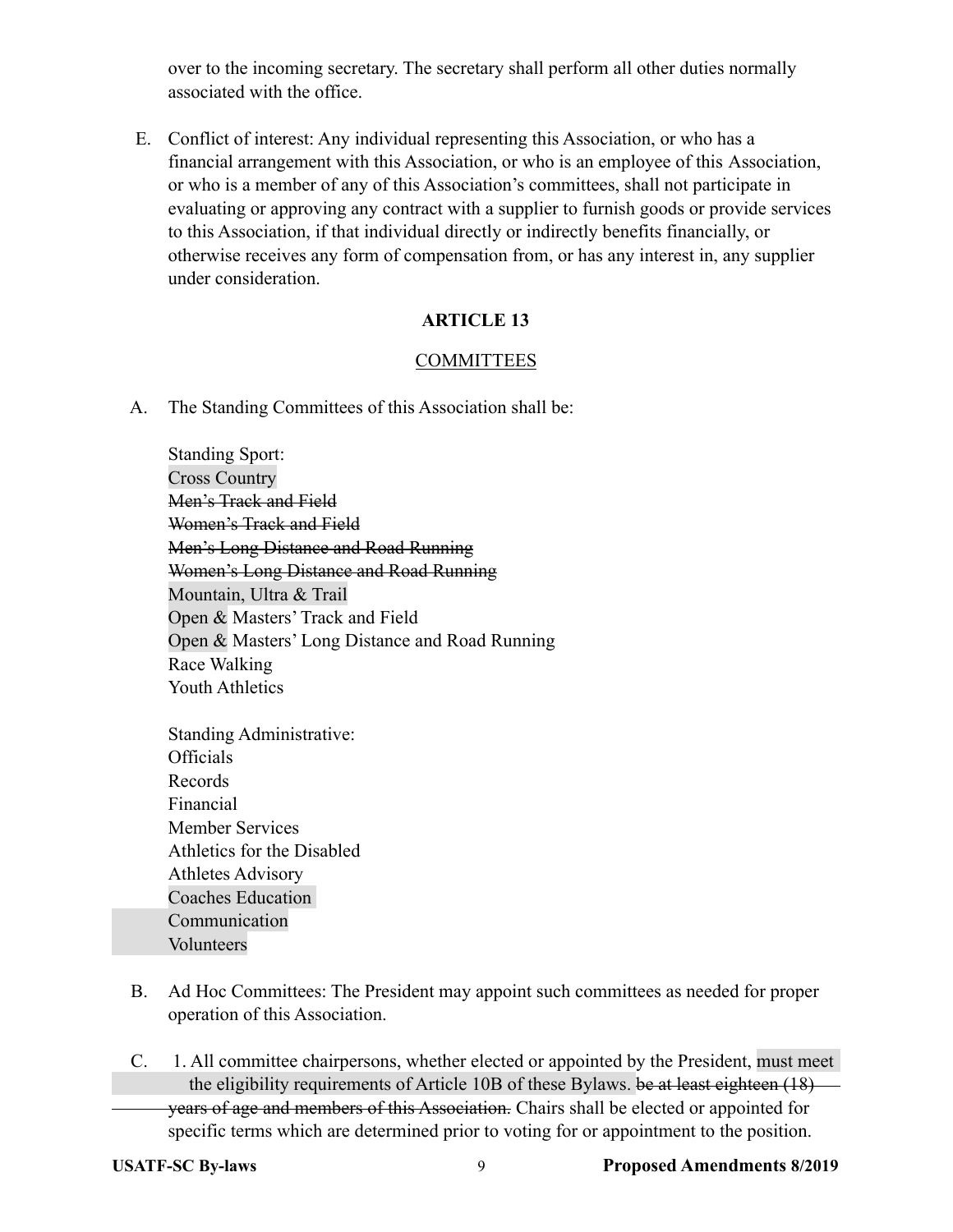over to the incoming secretary. The secretary shall perform all other duties normally associated with the office.

E. Conflict of interest: Any individual representing this Association, or who has a financial arrangement with this Association, or who is an employee of this Association, or who is a member of any of this Association's committees, shall not participate in evaluating or approving any contract with a supplier to furnish goods or provide services to this Association, if that individual directly or indirectly benefits financially, or otherwise receives any form of compensation from, or has any interest in, any supplier under consideration.

## ARTICLE 13

### COMMITTEES

A. The Standing Committees of this Association shall be:

Standing Sport:
Cross Country
~~Men's Track and Field~~
~~Women's Track and Field~~
~~Men's Long Distance and Road Running~~
~~Women's Long Distance and Road Running~~
Mountain, Ultra & Trail
Open & Masters' Track and Field
Open & Masters' Long Distance and Road Running
Race Walking
Youth Athletics

Standing Administrative:
Officials
Records
Financial
Member Services
Athletics for the Disabled
Athletes Advisory
Coaches Education
Communication
Volunteers

B. Ad Hoc Committees: The President may appoint such committees as needed for proper operation of this Association.

C. 1. All committee chairpersons, whether elected or appointed by the President, must meet the eligibility requirements of Article 10B of these Bylaws. ~~be at least eighteen (18) years of age and members of this Association.~~ Chairs shall be elected or appointed for specific terms which are determined prior to voting for or appointment to the position.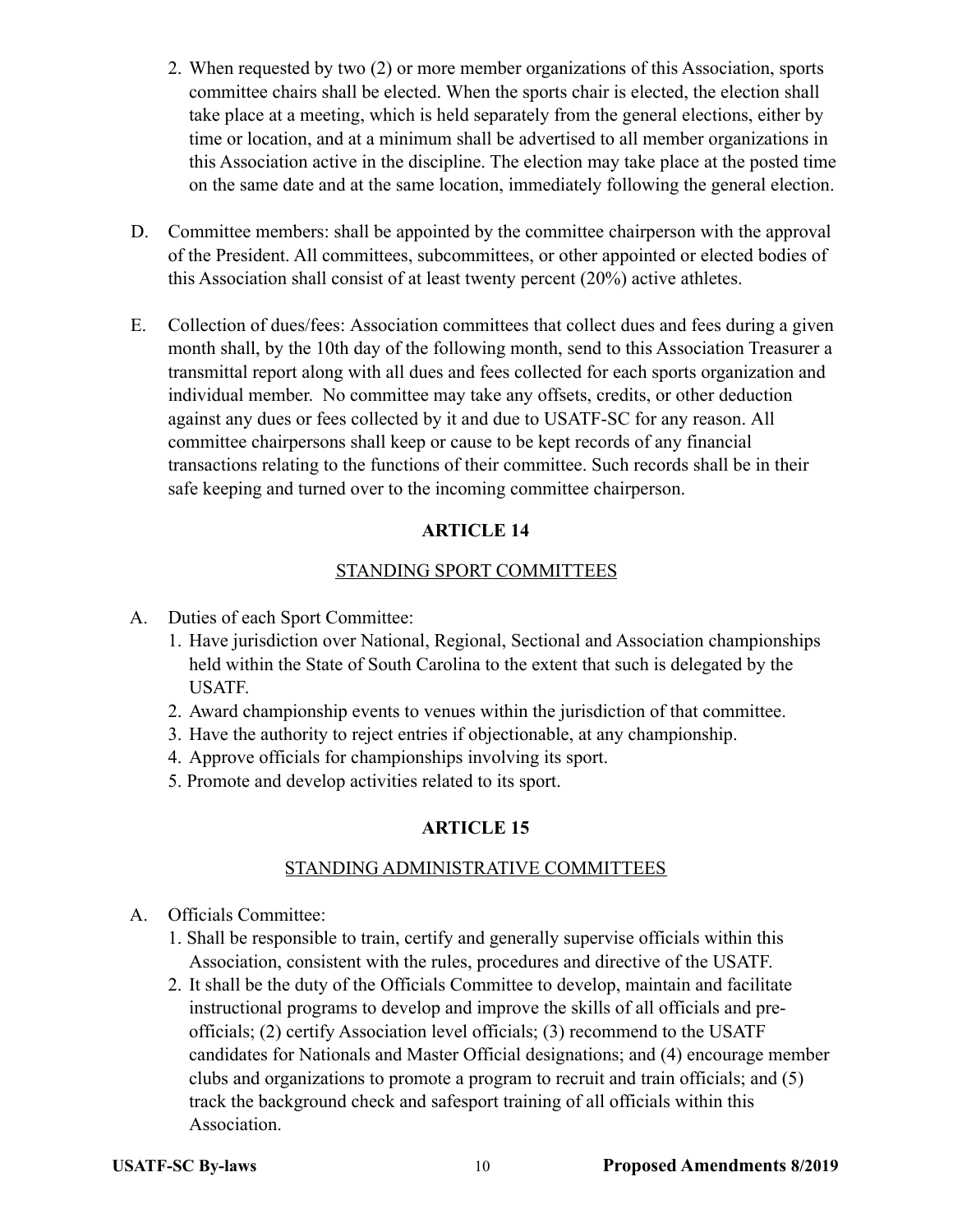2. When requested by two (2) or more member organizations of this Association, sports committee chairs shall be elected. When the sports chair is elected, the election shall take place at a meeting, which is held separately from the general elections, either by time or location, and at a minimum shall be advertised to all member organizations in this Association active in the discipline. The election may take place at the posted time on the same date and at the same location, immediately following the general election.

D. Committee members: shall be appointed by the committee chairperson with the approval of the President. All committees, subcommittees, or other appointed or elected bodies of this Association shall consist of at least twenty percent (20%) active athletes.

E. Collection of dues/fees: Association committees that collect dues and fees during a given month shall, by the 10th day of the following month, send to this Association Treasurer a transmittal report along with all dues and fees collected for each sports organization and individual member. No committee may take any offsets, credits, or other deduction against any dues or fees collected by it and due to USATF-SC for any reason. All committee chairpersons shall keep or cause to be kept records of any financial transactions relating to the functions of their committee. Such records shall be in their safe keeping and turned over to the incoming committee chairperson.

## ARTICLE 14

### STANDING SPORT COMMITTEES

A. Duties of each Sport Committee:
   1. Have jurisdiction over National, Regional, Sectional and Association championships held within the State of South Carolina to the extent that such is delegated by the USATF.
   2. Award championship events to venues within the jurisdiction of that committee.
   3. Have the authority to reject entries if objectionable, at any championship.
   4. Approve officials for championships involving its sport.
   5. Promote and develop activities related to its sport.

## ARTICLE 15

### STANDING ADMINISTRATIVE COMMITTEES

A. Officials Committee:
   1. Shall be responsible to train, certify and generally supervise officials within this Association, consistent with the rules, procedures and directive of the USATF.
   2. It shall be the duty of the Officials Committee to develop, maintain and facilitate instructional programs to develop and improve the skills of all officials and pre-officials; (2) certify Association level officials; (3) recommend to the USATF candidates for Nationals and Master Official designations; and (4) encourage member clubs and organizations to promote a program to recruit and train officials; and (5) track the background check and safesport training of all officials within this Association.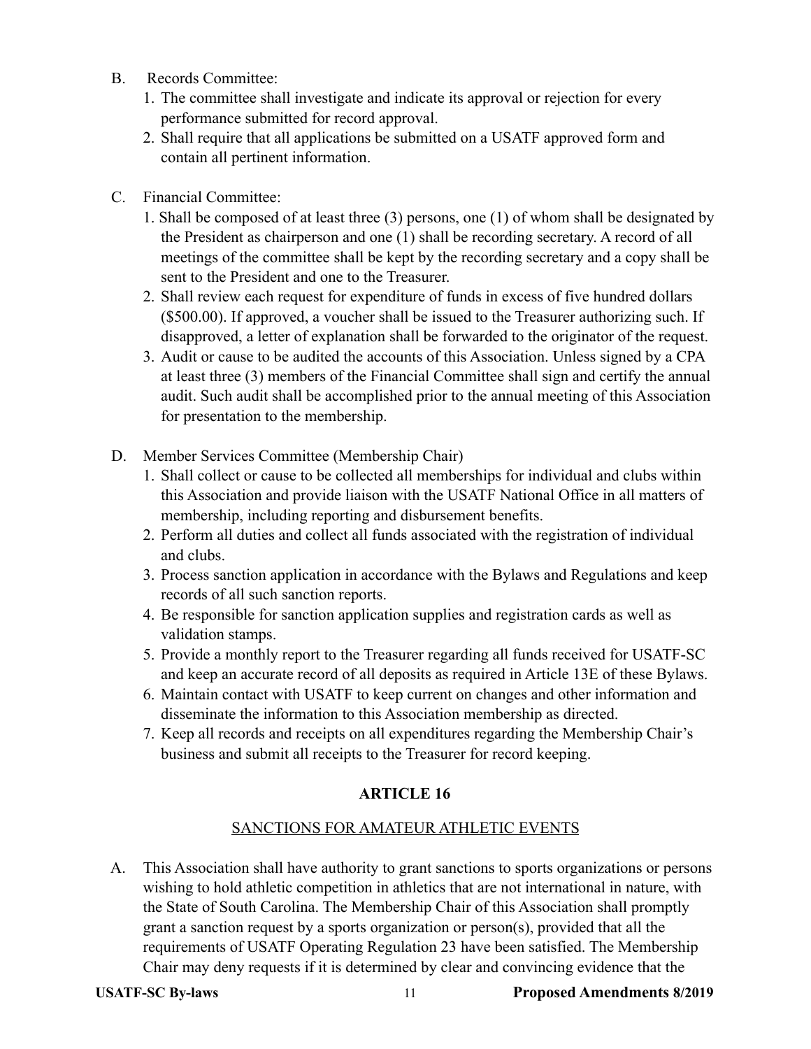B. Records Committee:

1. The committee shall investigate and indicate its approval or rejection for every performance submitted for record approval.
2. Shall require that all applications be submitted on a USATF approved form and contain all pertinent information.

C. Financial Committee:

1. Shall be composed of at least three (3) persons, one (1) of whom shall be designated by the President as chairperson and one (1) shall be recording secretary. A record of all meetings of the committee shall be kept by the recording secretary and a copy shall be sent to the President and one to the Treasurer.
2. Shall review each request for expenditure of funds in excess of five hundred dollars ($500.00). If approved, a voucher shall be issued to the Treasurer authorizing such. If disapproved, a letter of explanation shall be forwarded to the originator of the request.
3. Audit or cause to be audited the accounts of this Association. Unless signed by a CPA at least three (3) members of the Financial Committee shall sign and certify the annual audit. Such audit shall be accomplished prior to the annual meeting of this Association for presentation to the membership.

D. Member Services Committee (Membership Chair)

1. Shall collect or cause to be collected all memberships for individual and clubs within this Association and provide liaison with the USATF National Office in all matters of membership, including reporting and disbursement benefits.
2. Perform all duties and collect all funds associated with the registration of individual and clubs.
3. Process sanction application in accordance with the Bylaws and Regulations and keep records of all such sanction reports.
4. Be responsible for sanction application supplies and registration cards as well as validation stamps.
5. Provide a monthly report to the Treasurer regarding all funds received for USATF-SC and keep an accurate record of all deposits as required in Article 13E of these Bylaws.
6. Maintain contact with USATF to keep current on changes and other information and disseminate the information to this Association membership as directed.
7. Keep all records and receipts on all expenditures regarding the Membership Chair's business and submit all receipts to the Treasurer for record keeping.

## ARTICLE 16

### SANCTIONS FOR AMATEUR ATHLETIC EVENTS

A. This Association shall have authority to grant sanctions to sports organizations or persons wishing to hold athletic competition in athletics that are not international in nature, with the State of South Carolina. The Membership Chair of this Association shall promptly grant a sanction request by a sports organization or person(s), provided that all the requirements of USATF Operating Regulation 23 have been satisfied. The Membership Chair may deny requests if it is determined by clear and convincing evidence that the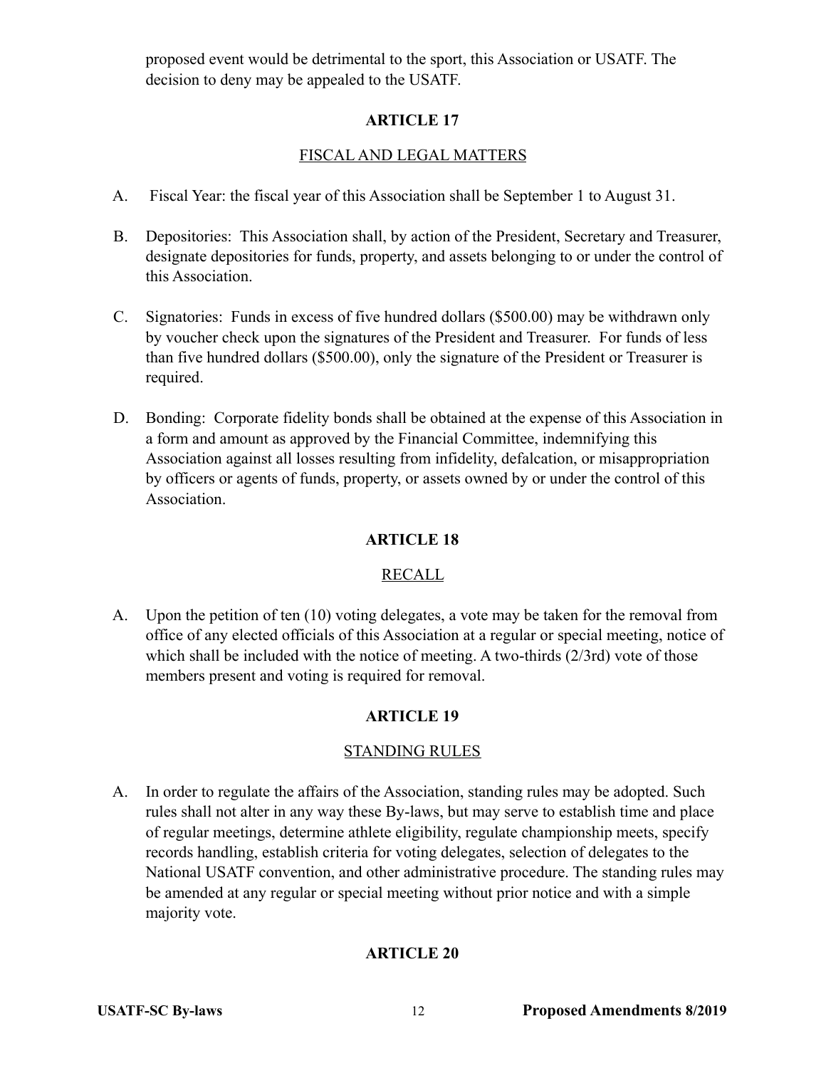proposed event would be detrimental to the sport, this Association or USATF. The decision to deny may be appealed to the USATF.

## ARTICLE 17

### FISCAL AND LEGAL MATTERS

A. Fiscal Year: the fiscal year of this Association shall be September 1 to August 31.

B. Depositories: This Association shall, by action of the President, Secretary and Treasurer, designate depositories for funds, property, and assets belonging to or under the control of this Association.

C. Signatories: Funds in excess of five hundred dollars ($500.00) may be withdrawn only by voucher check upon the signatures of the President and Treasurer. For funds of less than five hundred dollars ($500.00), only the signature of the President or Treasurer is required.

D. Bonding: Corporate fidelity bonds shall be obtained at the expense of this Association in a form and amount as approved by the Financial Committee, indemnifying this Association against all losses resulting from infidelity, defalcation, or misappropriation by officers or agents of funds, property, or assets owned by or under the control of this Association.

## ARTICLE 18

### RECALL

A. Upon the petition of ten (10) voting delegates, a vote may be taken for the removal from office of any elected officials of this Association at a regular or special meeting, notice of which shall be included with the notice of meeting. A two-thirds (2/3rd) vote of those members present and voting is required for removal.

## ARTICLE 19

### STANDING RULES

A. In order to regulate the affairs of the Association, standing rules may be adopted. Such rules shall not alter in any way these By-laws, but may serve to establish time and place of regular meetings, determine athlete eligibility, regulate championship meets, specify records handling, establish criteria for voting delegates, selection of delegates to the National USATF convention, and other administrative procedure. The standing rules may be amended at any regular or special meeting without prior notice and with a simple majority vote.

## ARTICLE 20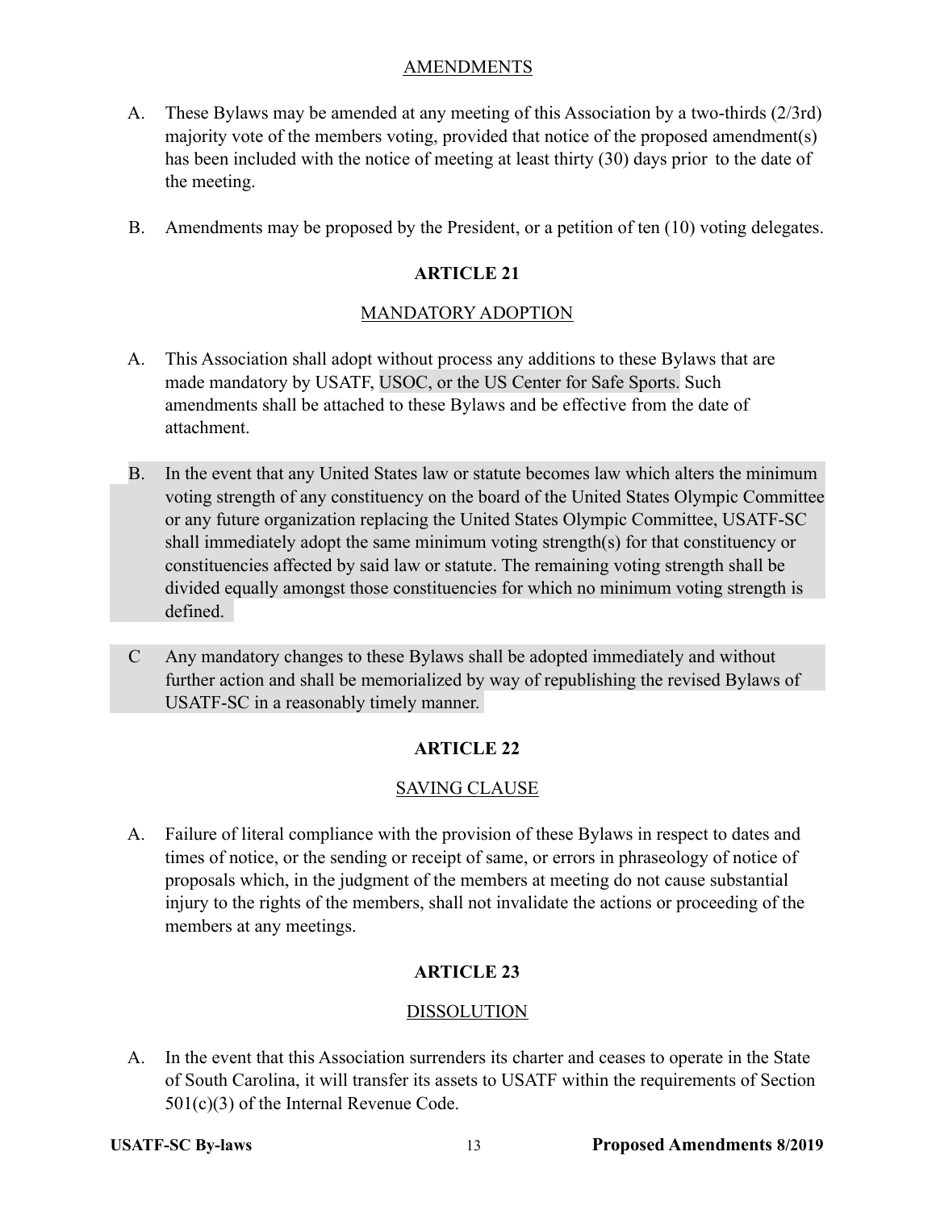## AMENDMENTS

A. These Bylaws may be amended at any meeting of this Association by a two-thirds (2/3rd) majority vote of the members voting, provided that notice of the proposed amendment(s) has been included with the notice of meeting at least thirty (30) days prior to the date of the meeting.

B. Amendments may be proposed by the President, or a petition of ten (10) voting delegates.

# ARTICLE 21

## MANDATORY ADOPTION

A. This Association shall adopt without process any additions to these Bylaws that are made mandatory by USATF, USOC, or the US Center for Safe Sports. Such amendments shall be attached to these Bylaws and be effective from the date of attachment.

B. In the event that any United States law or statute becomes law which alters the minimum voting strength of any constituency on the board of the United States Olympic Committee or any future organization replacing the United States Olympic Committee, USATF-SC shall immediately adopt the same minimum voting strength(s) for that constituency or constituencies affected by said law or statute. The remaining voting strength shall be divided equally amongst those constituencies for which no minimum voting strength is defined.

C Any mandatory changes to these Bylaws shall be adopted immediately and without further action and shall be memorialized by way of republishing the revised Bylaws of USATF-SC in a reasonably timely manner.

# ARTICLE 22

## SAVING CLAUSE

A. Failure of literal compliance with the provision of these Bylaws in respect to dates and times of notice, or the sending or receipt of same, or errors in phraseology of notice of proposals which, in the judgment of the members at meeting do not cause substantial injury to the rights of the members, shall not invalidate the actions or proceeding of the members at any meetings.

# ARTICLE 23

## DISSOLUTION

A. In the event that this Association surrenders its charter and ceases to operate in the State of South Carolina, it will transfer its assets to USATF within the requirements of Section 501(c)(3) of the Internal Revenue Code.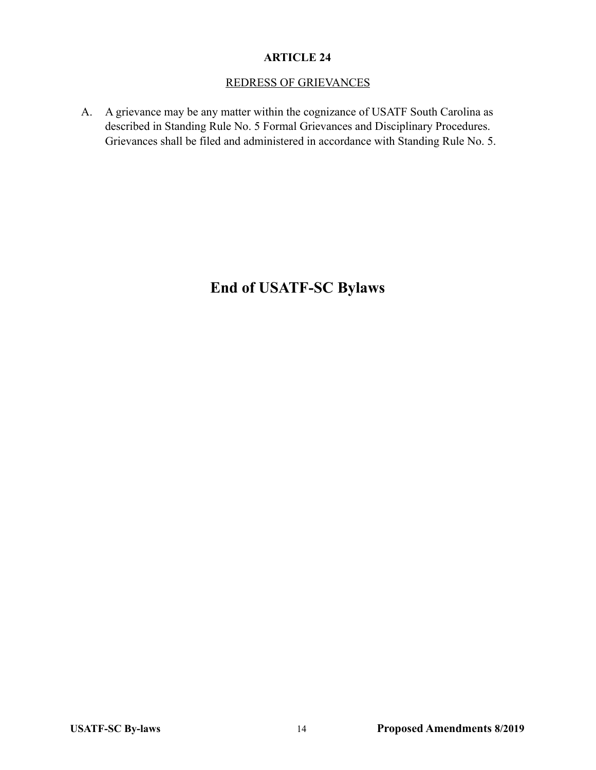## ARTICLE 24

REDRESS OF GRIEVANCES

A. A grievance may be any matter within the cognizance of USATF South Carolina as described in Standing Rule No. 5 Formal Grievances and Disciplinary Procedures. Grievances shall be filed and administered in accordance with Standing Rule No. 5.

# End of USATF-SC Bylaws